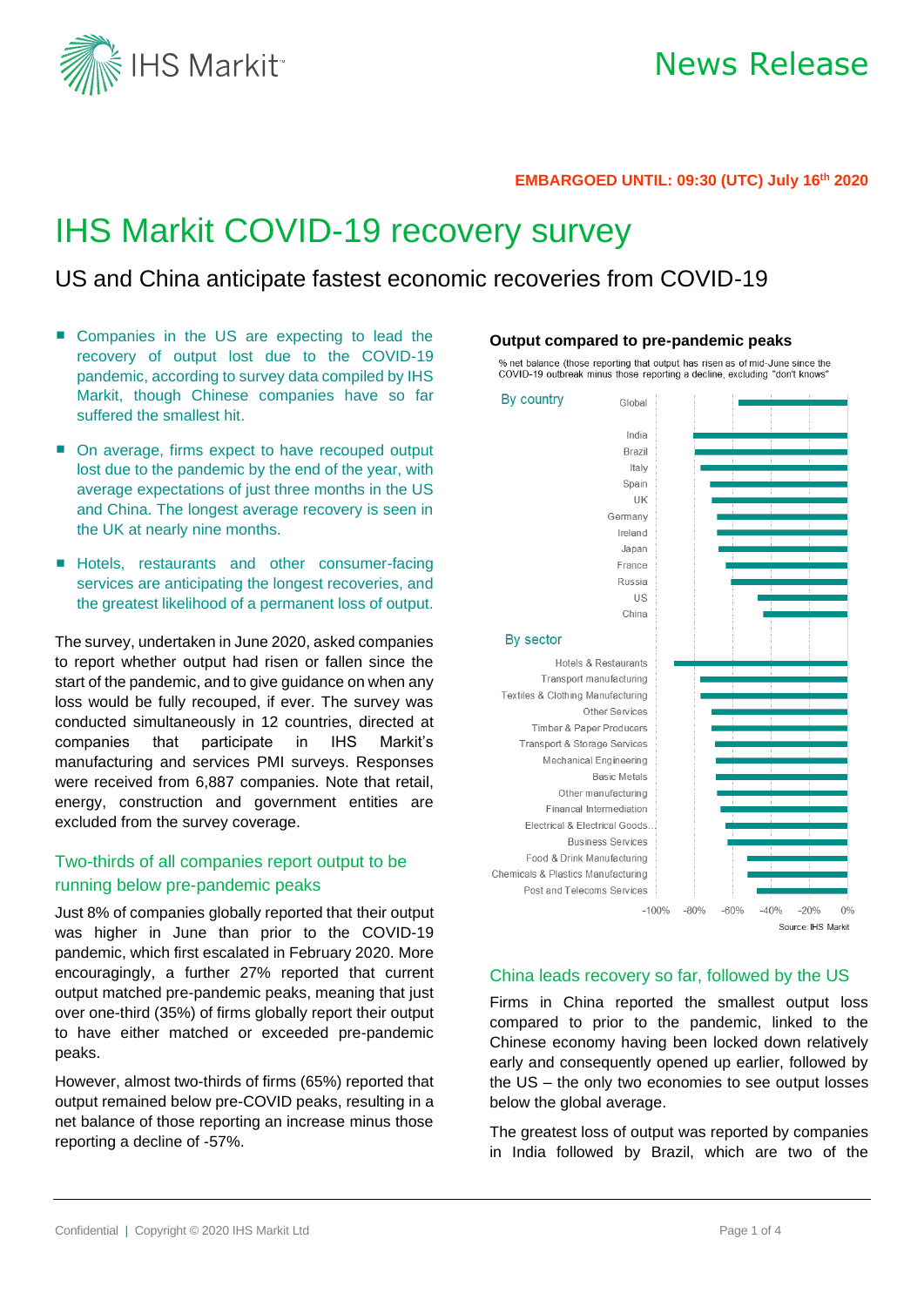**EMBARGOED UNTIL: 09:30 (UTC) July 16th 2020**

# IHS Markit COVID-19 recovery survey

## US and China anticipate fastest economic recoveries from COVID-19

- Companies in the US are expecting to lead the recovery of output lost due to the COVID-19 pandemic, according to survey data compiled by IHS Markit, though Chinese companies have so far suffered the smallest hit.
- On average, firms expect to have recouped output lost due to the pandemic by the end of the year, with average expectations of just three months in the US and China. The longest average recovery is seen in the UK at nearly nine months.
- Hotels, restaurants and other consumer-facing services are anticipating the longest recoveries, and the greatest likelihood of a permanent loss of output.

The survey, undertaken in June 2020, asked companies to report whether output had risen or fallen since the start of the pandemic, and to give guidance on when any loss would be fully recouped, if ever. The survey was conducted simultaneously in 12 countries, directed at companies that participate in IHS Markit's manufacturing and services PMI surveys. Responses were received from 6,887 companies. Note that retail, energy, construction and government entities are excluded from the survey coverage.

### Two-thirds of all companies report output to be running below pre-pandemic peaks

Just 8% of companies globally reported that their output was higher in June than prior to the COVID-19 pandemic, which first escalated in February 2020. More encouragingly, a further 27% reported that current output matched pre-pandemic peaks, meaning that just over one-third (35%) of firms globally report their output to have either matched or exceeded pre-pandemic peaks.

However, almost two-thirds of firms (65%) reported that output remained below pre-COVID peaks, resulting in a net balance of those reporting an increase minus those reporting a decline of -57%.

**Output compared to pre-pandemic peaks**

% net balance (those reporting that output has risen as of mid-June since the COVID-19 outbreak minus those reporting a decline, excluding "don't knows"

By country: Global, India, Brazil, Italy, Spain, UK, Germany, Ireland, Japan, France, Russia, US, China

By sector: Hotels & Restaurants, Transport manufacturing, Textiles & Clothing Manufacturing, Other Services, Timber & Paper Producers, Transport & Storage Services, Mechanical Engineering, Basic Metals, Other manufacturing, Financial Intermediation, Electrical & Electrical Goods..., Business Services, Food & Drink Manufacturing, Chemicals & Plastics Manufacturing, Post and Telecoms Services

-100% -80% -60% -40% -20% 0%

Source: IHS Markit

### China leads recovery so far, followed by the US

Firms in China reported the smallest output loss compared to prior to the pandemic, linked to the Chinese economy having been locked down relatively early and consequently opened up earlier, followed by the US – the only two economies to see output losses below the global average.

The greatest loss of output was reported by companies in India followed by Brazil, which are two of the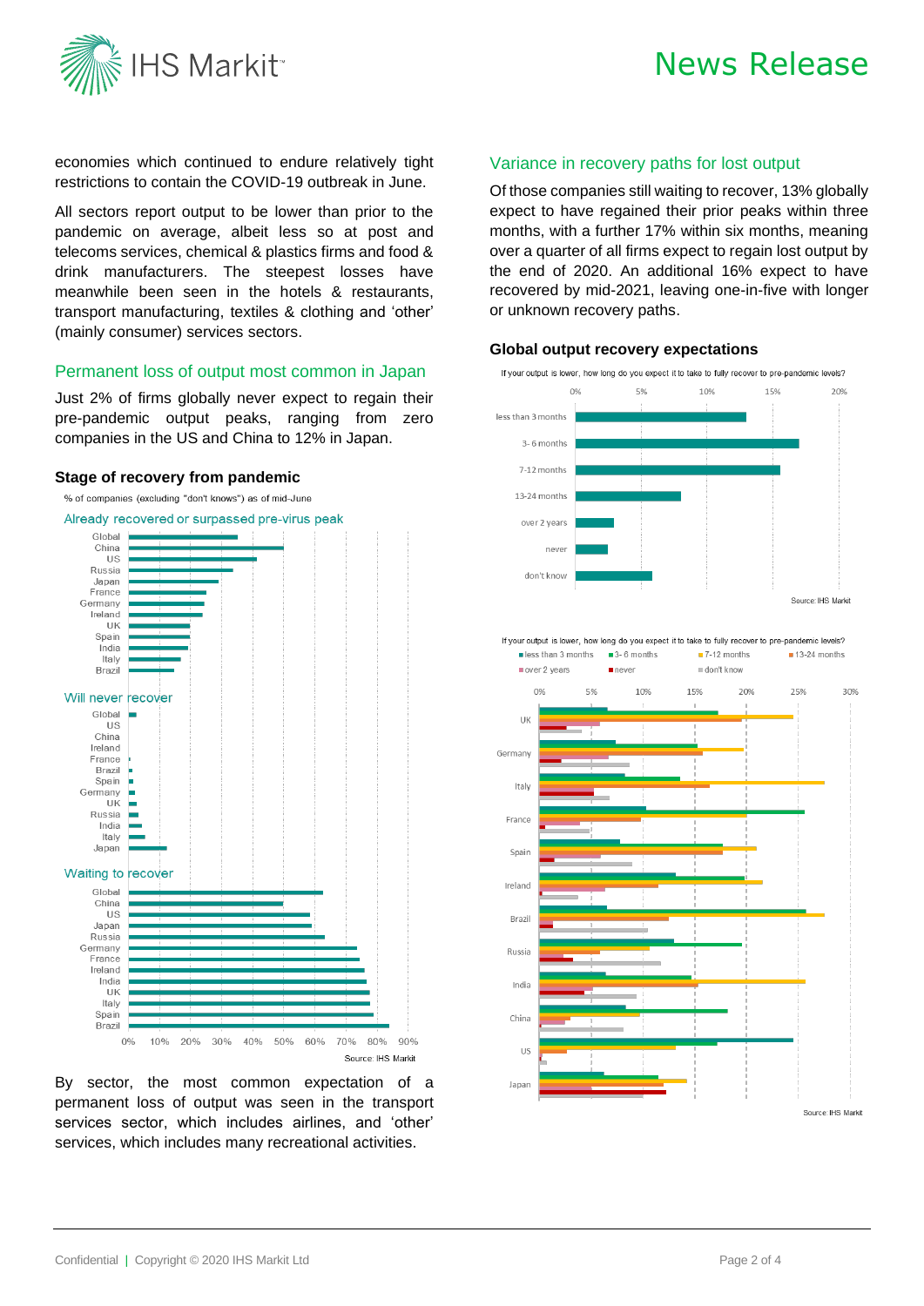economies which continued to endure relatively tight restrictions to contain the COVID-19 outbreak in June.

All sectors report output to be lower than prior to the pandemic on average, albeit less so at post and telecoms services, chemical & plastics firms and food & drink manufacturers. The steepest losses have meanwhile been seen in the hotels & restaurants, transport manufacturing, textiles & clothing and 'other' (mainly consumer) services sectors.

## Permanent loss of output most common in Japan

Just 2% of firms globally never expect to regain their pre-pandemic output peaks, ranging from zero companies in the US and China to 12% in Japan.

**Stage of recovery from pandemic**

% of companies (excluding "don't knows") as of mid-June

Already recovered or surpassed pre-virus peak

Will never recover

Waiting to recover

Source: IHS Markit

By sector, the most common expectation of a permanent loss of output was seen in the transport services sector, which includes airlines, and 'other' services, which includes many recreational activities.

## Variance in recovery paths for lost output

Of those companies still waiting to recover, 13% globally expect to have regained their prior peaks within three months, with a further 17% within six months, meaning over a quarter of all firms expect to regain lost output by the end of 2020. An additional 16% expect to have recovered by mid-2021, leaving one-in-five with longer or unknown recovery paths.

**Global output recovery expectations**

If your output is lower, how long do you expect it to take to fully recover to pre-pandemic levels?

Source: IHS Markit

If your output is lower, how long do you expect it to take to fully recover to pre-pandemic levels?

Source: IHS Markit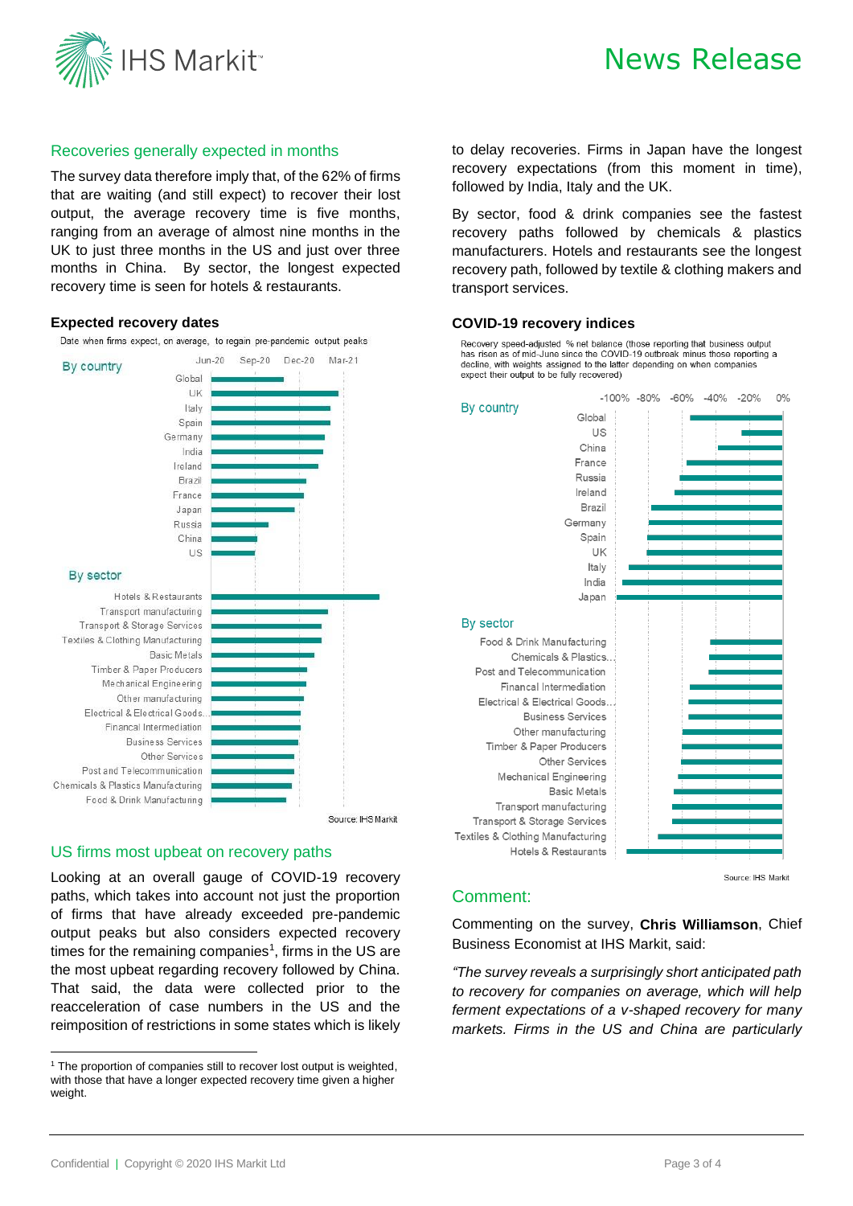## Recoveries generally expected in months

The survey data therefore imply that, of the 62% of firms that are waiting (and still expect) to recover their lost output, the average recovery time is five months, ranging from an average of almost nine months in the UK to just three months in the US and just over three months in China. By sector, the longest expected recovery time is seen for hotels & restaurants.

**Expected recovery dates**

Date when firms expect, on average, to regain pre-pandemic output peaks

By country: Global, UK, Italy, Spain, Germany, India, Ireland, Brazil, France, Japan, Russia, China, US

By sector: Hotels & Restaurants, Transport manufacturing, Transport & Storage Services, Textiles & Clothing Manufacturing, Basic Metals, Timber & Paper Producers, Mechanical Engineering, Other manufacturing, Electrical & Electrical Goods, Financal Intermediation, Business Services, Other Services, Post and Telecommunication, Chemicals & Plastics Manufacturing, Food & Drink Manufacturing

Axis: Jun-20, Sep-20, Dec-20, Mar-21

Source: IHS Markit

## US firms most upbeat on recovery paths

Looking at an overall gauge of COVID-19 recovery paths, which takes into account not just the proportion of firms that have already exceeded pre-pandemic output peaks but also considers expected recovery times for the remaining companies[1], firms in the US are the most upbeat regarding recovery followed by China. That said, the data were collected prior to the reacceleration of case numbers in the US and the reimposition of restrictions in some states which is likely to delay recoveries. Firms in Japan have the longest recovery expectations (from this moment in time), followed by India, Italy and the UK.

By sector, food & drink companies see the fastest recovery paths followed by chemicals & plastics manufacturers. Hotels and restaurants see the longest recovery path, followed by textile & clothing makers and transport services.

**COVID-19 recovery indices**

Recovery speed-adjusted % net balance (those reporting that business output has risen as of mid-June since the COVID-19 outbreak minus those reporting a decline, with weights assigned to the latter depending on when companies expect their output to be fully recovered)

By country: Global, US, China, France, Russia, Ireland, Brazil, Germany, Spain, UK, Italy, India, Japan

By sector: Food & Drink Manufacturing, Chemicals & Plastics, Post and Telecommunication, Financal Intermediation, Electrical & Electrical Goods, Business Services, Other manufacturing, Timber & Paper Producers, Other Services, Mechanical Engineering, Basic Metals, Transport manufacturing, Transport & Storage Services, Textiles & Clothing Manufacturing, Hotels & Restaurants

Axis: -100%, -80%, -60%, -40%, -20%, 0%

Source: IHS Markit

## Comment:

Commenting on the survey, **Chris Williamson**, Chief Business Economist at IHS Markit, said:

*"The survey reveals a surprisingly short anticipated path to recovery for companies on average, which will help ferment expectations of a v-shaped recovery for many markets. Firms in the US and China are particularly*

---

[1] The proportion of companies still to recover lost output is weighted, with those that have a longer expected recovery time given a higher weight.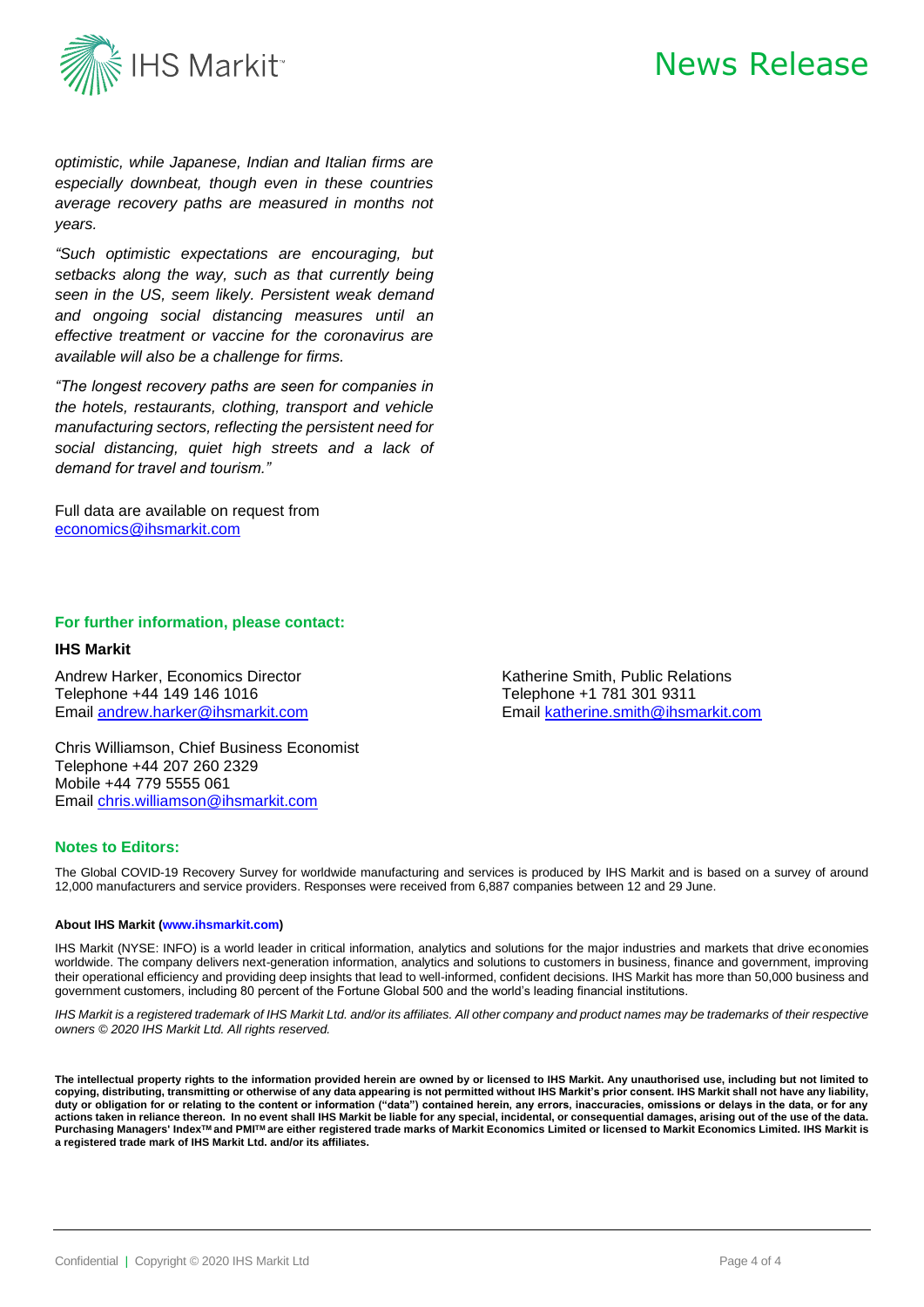*optimistic, while Japanese, Indian and Italian firms are especially downbeat, though even in these countries average recovery paths are measured in months not years.*

*"Such optimistic expectations are encouraging, but setbacks along the way, such as that currently being seen in the US, seem likely. Persistent weak demand and ongoing social distancing measures until an effective treatment or vaccine for the coronavirus are available will also be a challenge for firms.*

*"The longest recovery paths are seen for companies in the hotels, restaurants, clothing, transport and vehicle manufacturing sectors, reflecting the persistent need for social distancing, quiet high streets and a lack of demand for travel and tourism."*

Full data are available on request from economics@ihsmarkit.com

### For further information, please contact:

**IHS Markit**

Andrew Harker, Economics Director
Telephone +44 149 146 1016
Email andrew.harker@ihsmarkit.com

Chris Williamson, Chief Business Economist
Telephone +44 207 260 2329
Mobile +44 779 5555 061
Email chris.williamson@ihsmarkit.com

Katherine Smith, Public Relations
Telephone +1 781 301 9311
Email katherine.smith@ihsmarkit.com

### Notes to Editors:

The Global COVID-19 Recovery Survey for worldwide manufacturing and services is produced by IHS Markit and is based on a survey of around 12,000 manufacturers and service providers. Responses were received from 6,887 companies between 12 and 29 June.

**About IHS Markit (www.ihsmarkit.com)**

IHS Markit (NYSE: INFO) is a world leader in critical information, analytics and solutions for the major industries and markets that drive economies worldwide. The company delivers next-generation information, analytics and solutions to customers in business, finance and government, improving their operational efficiency and providing deep insights that lead to well-informed, confident decisions. IHS Markit has more than 50,000 business and government customers, including 80 percent of the Fortune Global 500 and the world's leading financial institutions.

*IHS Markit is a registered trademark of IHS Markit Ltd. and/or its affiliates. All other company and product names may be trademarks of their respective owners © 2020 IHS Markit Ltd. All rights reserved.*

**The intellectual property rights to the information provided herein are owned by or licensed to IHS Markit. Any unauthorised use, including but not limited to copying, distributing, transmitting or otherwise of any data appearing is not permitted without IHS Markit's prior consent. IHS Markit shall not have any liability, duty or obligation for or relating to the content or information ("data") contained herein, any errors, inaccuracies, omissions or delays in the data, or for any actions taken in reliance thereon. In no event shall IHS Markit be liable for any special, incidental, or consequential damages, arising out of the use of the data. Purchasing Managers' Index™ and PMI™ are either registered trade marks of Markit Economics Limited or licensed to Markit Economics Limited. IHS Markit is a registered trade mark of IHS Markit Ltd. and/or its affiliates.**